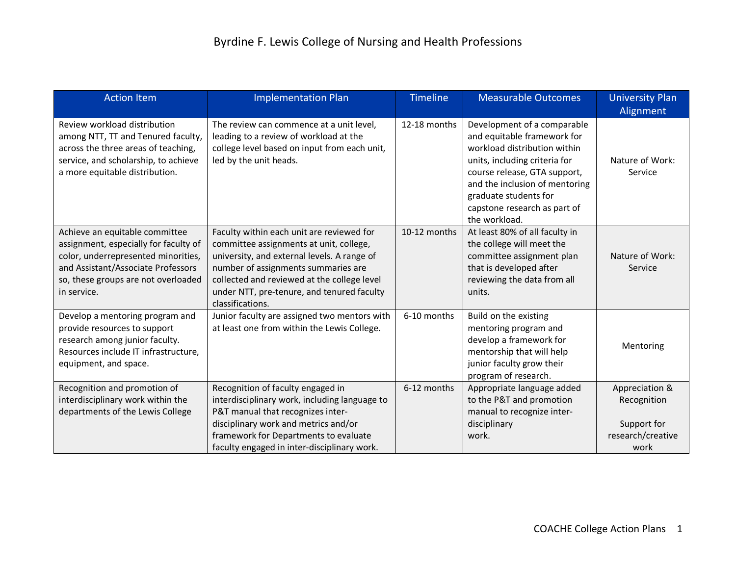# Byrdine F. Lewis College of Nursing and Health Professions

| Action Item | Implementation Plan | Timeline | Measurable Outcomes | University Plan Alignment |
|---|---|---|---|---|
| Review workload distribution among NTT, TT and Tenured faculty, across the three areas of teaching, service, and scholarship, to achieve a more equitable distribution. | The review can commence at a unit level, leading to a review of workload at the college level based on input from each unit, led by the unit heads. | 12-18 months | Development of a comparable and equitable framework for workload distribution within units, including criteria for course release, GTA support, and the inclusion of mentoring graduate students for capstone research as part of the workload. | Nature of Work: Service |
| Achieve an equitable committee assignment, especially for faculty of color, underrepresented minorities, and Assistant/Associate Professors so, these groups are not overloaded in service. | Faculty within each unit are reviewed for committee assignments at unit, college, university, and external levels. A range of number of assignments summaries are collected and reviewed at the college level under NTT, pre-tenure, and tenured faculty classifications. | 10-12 months | At least 80% of all faculty in the college will meet the committee assignment plan that is developed after reviewing the data from all units. | Nature of Work: Service |
| Develop a mentoring program and provide resources to support research among junior faculty. Resources include IT infrastructure, equipment, and space. | Junior faculty are assigned two mentors with at least one from within the Lewis College. | 6-10 months | Build on the existing mentoring program and develop a framework for mentorship that will help junior faculty grow their program of research. | Mentoring |
| Recognition and promotion of interdisciplinary work within the departments of the Lewis College | Recognition of faculty engaged in interdisciplinary work, including language to P&T manual that recognizes inter-disciplinary work and metrics and/or framework for Departments to evaluate faculty engaged in inter-disciplinary work. | 6-12 months | Appropriate language added to the P&T and promotion manual to recognize inter-disciplinary work. | Appreciation & Recognition<br><br>Support for research/creative work |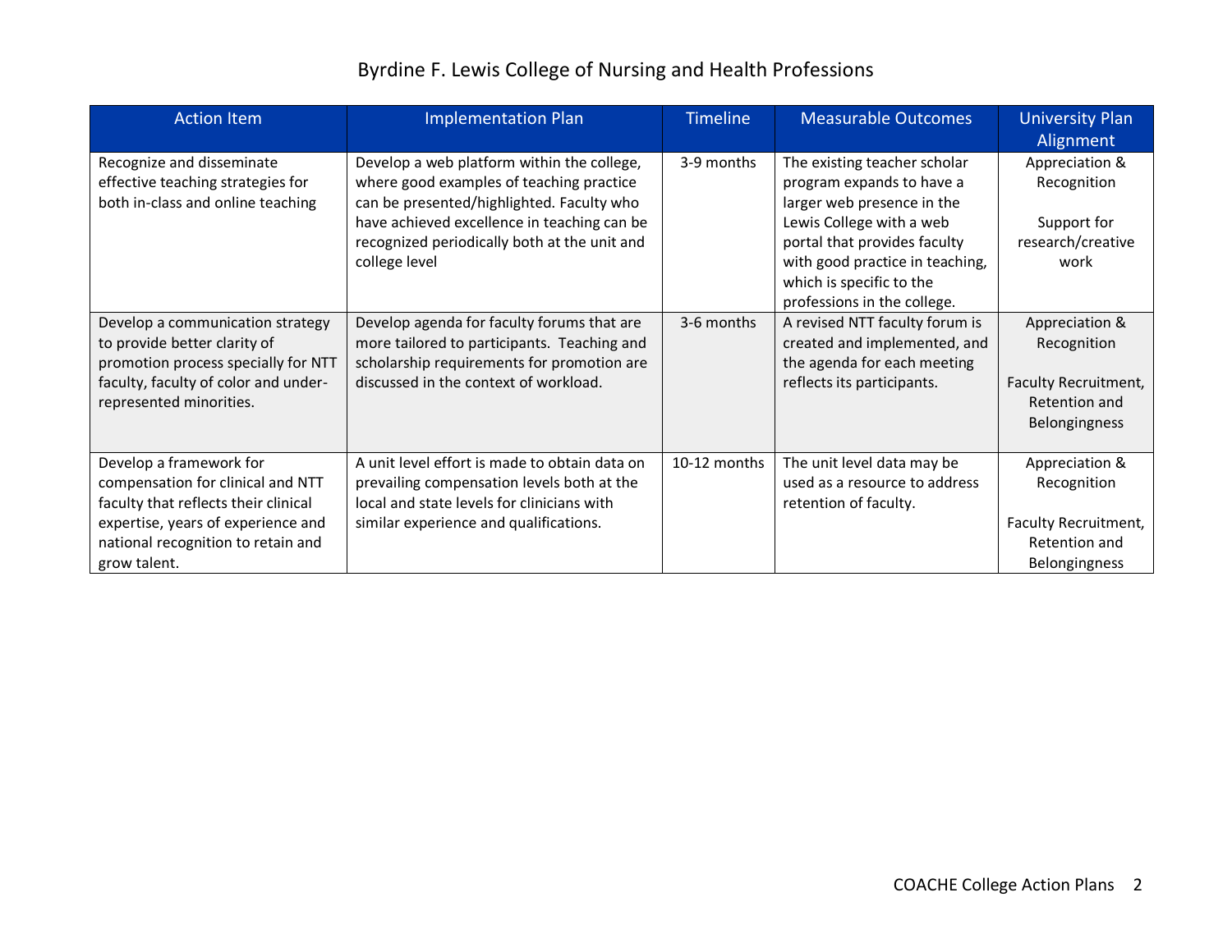# Byrdine F. Lewis College of Nursing and Health Professions

| Action Item | Implementation Plan | Timeline | Measurable Outcomes | University Plan Alignment |
|---|---|---|---|---|
| Recognize and disseminate effective teaching strategies for both in-class and online teaching | Develop a web platform within the college, where good examples of teaching practice can be presented/highlighted. Faculty who have achieved excellence in teaching can be recognized periodically both at the unit and college level | 3-9 months | The existing teacher scholar program expands to have a larger web presence in the Lewis College with a web portal that provides faculty with good practice in teaching, which is specific to the professions in the college. | Appreciation & Recognition<br><br>Support for research/creative work |
| Develop a communication strategy to provide better clarity of promotion process specially for NTT faculty, faculty of color and under-represented minorities. | Develop agenda for faculty forums that are more tailored to participants. Teaching and scholarship requirements for promotion are discussed in the context of workload. | 3-6 months | A revised NTT faculty forum is created and implemented, and the agenda for each meeting reflects its participants. | Appreciation & Recognition<br><br>Faculty Recruitment, Retention and Belongingness |
| Develop a framework for compensation for clinical and NTT faculty that reflects their clinical expertise, years of experience and national recognition to retain and grow talent. | A unit level effort is made to obtain data on prevailing compensation levels both at the local and state levels for clinicians with similar experience and qualifications. | 10-12 months | The unit level data may be used as a resource to address retention of faculty. | Appreciation & Recognition<br><br>Faculty Recruitment, Retention and Belongingness |